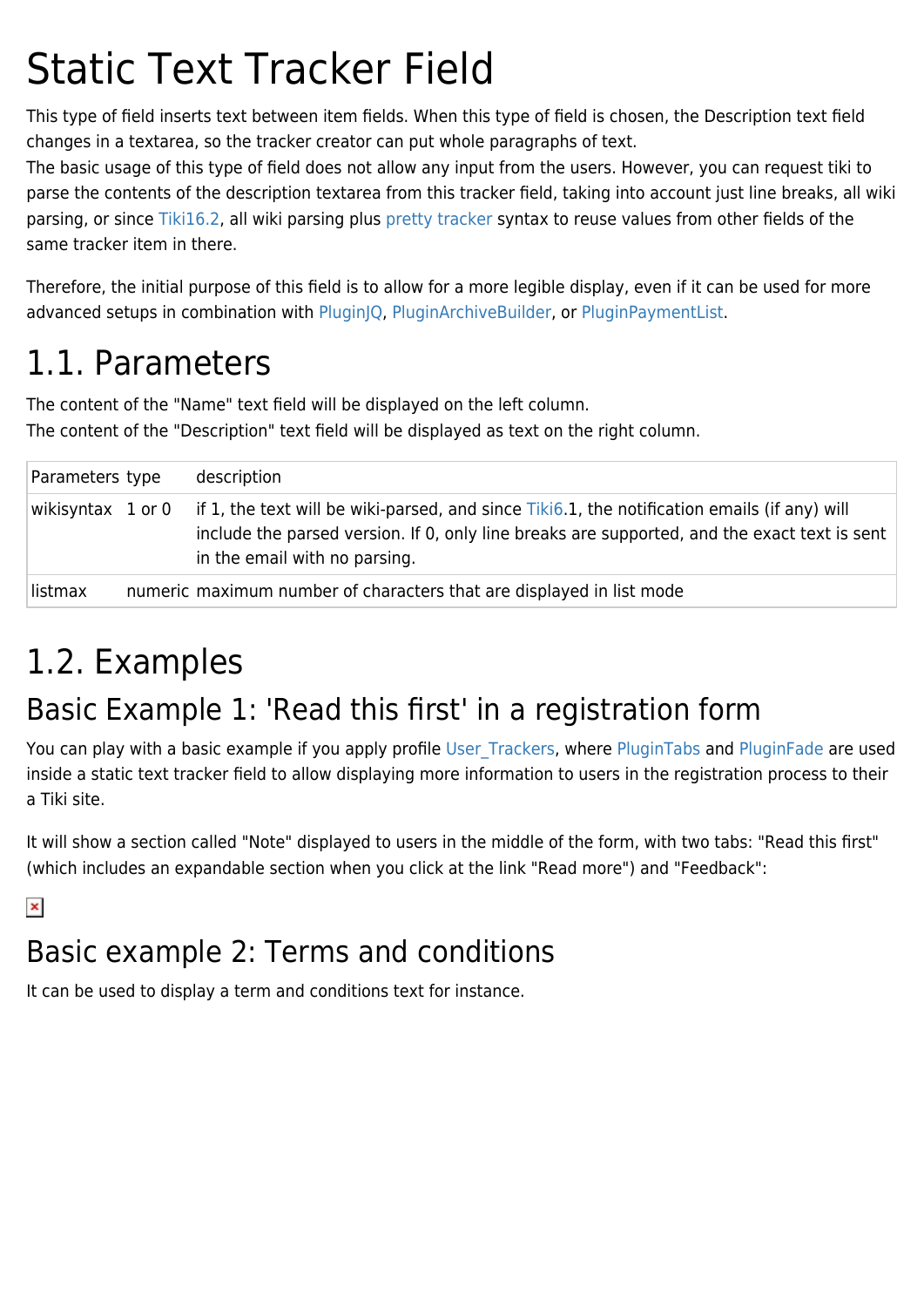# Static Text Tracker Field

This type of field inserts text between item fields. When this type of field is chosen, the Description text field changes in a textarea, so the tracker creator can put whole paragraphs of text.
The basic usage of this type of field does not allow any input from the users. However, you can request tiki to parse the contents of the description textarea from this tracker field, taking into account just line breaks, all wiki parsing, or since Tiki16.2, all wiki parsing plus pretty tracker syntax to reuse values from other fields of the same tracker item in there.

Therefore, the initial purpose of this field is to allow for a more legible display, even if it can be used for more advanced setups in combination with PluginJQ, PluginArchiveBuilder, or PluginPaymentList.

## 1.1. Parameters

The content of the "Name" text field will be displayed on the left column.
The content of the "Description" text field will be displayed as text on the right column.

| Parameters | type | description |
|---|---|---|
| wikisyntax | 1 or 0 | if 1, the text will be wiki-parsed, and since Tiki6.1, the notification emails (if any) will include the parsed version. If 0, only line breaks are supported, and the exact text is sent in the email with no parsing. |
| listmax | numeric | maximum number of characters that are displayed in list mode |

## 1.2. Examples

### Basic Example 1: 'Read this first' in a registration form

You can play with a basic example if you apply profile User_Trackers, where PluginTabs and PluginFade are used inside a static text tracker field to allow displaying more information to users in the registration process to their a Tiki site.

It will show a section called "Note" displayed to users in the middle of the form, with two tabs: "Read this first" (which includes an expandable section when you click at the link "Read more") and "Feedback":

### Basic example 2: Terms and conditions

It can be used to display a term and conditions text for instance.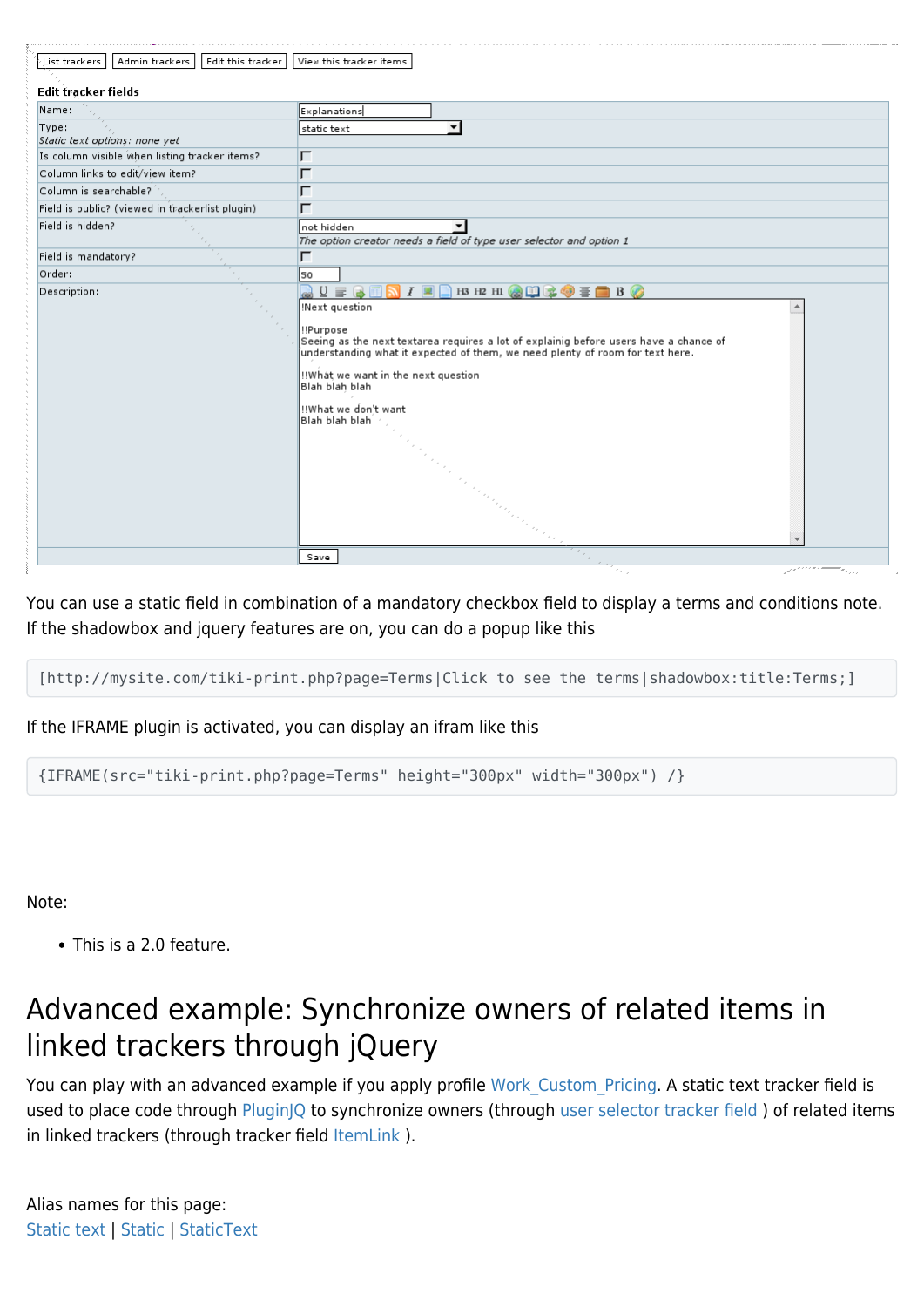List trackers | Admin trackers | Edit this tracker | View this tracker items

**Edit tracker fields**

| | |
|---|---|
| Name: | Explanations |
| Type: *Static text options: none yet* | static text |
| Is column visible when listing tracker items? | |
| Column links to edit/view item? | |
| Column is searchable? | |
| Field is public? (viewed in trackerlist plugin) | |
| Field is hidden? | not hidden *The option creator needs a field of type user selector and option 1* |
| Field is mandatory? | |
| Order: | 50 |
| Description: | !Next question<br><br>!!Purpose<br>Seeing as the next textarea requires a lot of explainig before users have a chance of understanding what it expected of them, we need plenty of room for text here.<br><br>!!What we want in the next question<br>Blah blah blah<br><br>!!What we don't want<br>Blah blah blah |
| | Save |

You can use a static field in combination of a mandatory checkbox field to display a terms and conditions note. If the shadowbox and jquery features are on, you can do a popup like this

```
[http://mysite.com/tiki-print.php?page=Terms|Click to see the terms|shadowbox:title:Terms;]
```

If the IFRAME plugin is activated, you can display an ifram like this

```
{IFRAME(src="tiki-print.php?page=Terms" height="300px" width="300px") /}
```

Note:

- This is a 2.0 feature.

# Advanced example: Synchronize owners of related items in linked trackers through jQuery

You can play with an advanced example if you apply profile Work_Custom_Pricing. A static text tracker field is used to place code through PluginJQ to synchronize owners (through user selector tracker field ) of related items in linked trackers (through tracker field ItemLink ).

Alias names for this page:
Static text | Static | StaticText